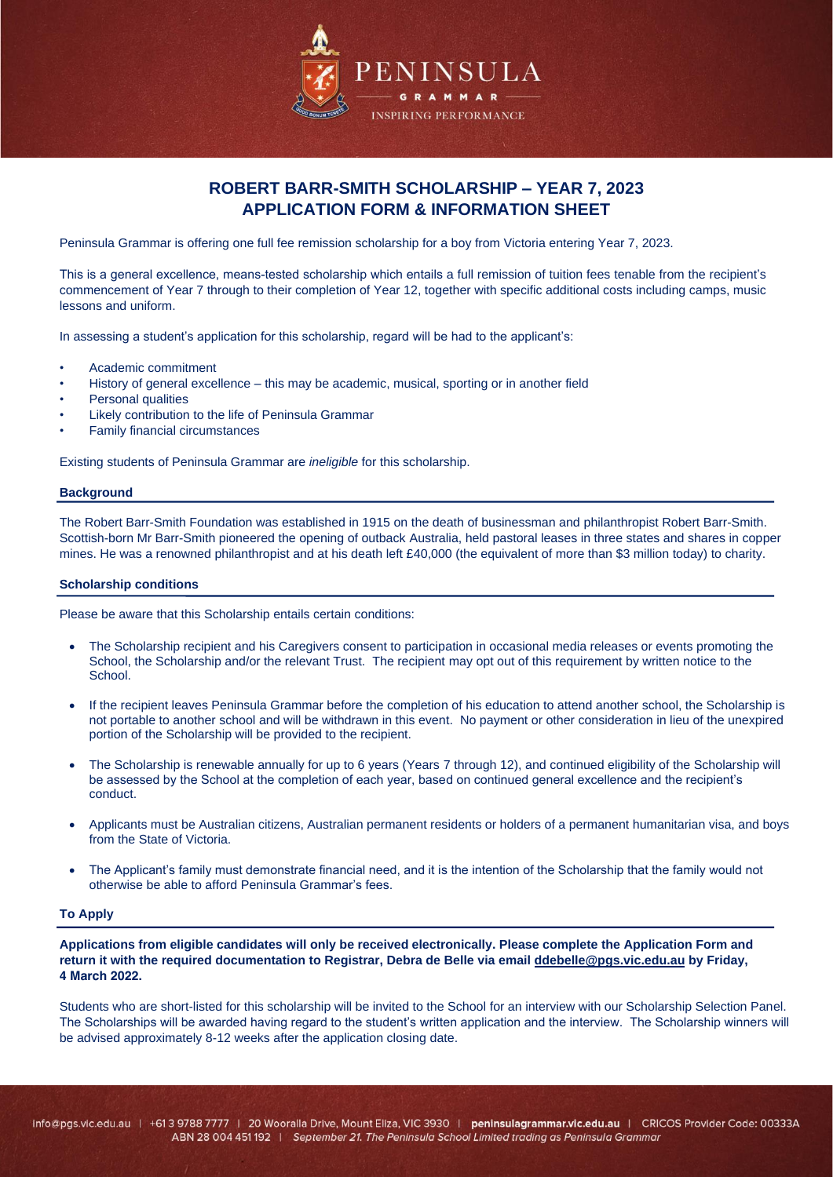# ROBERT BARR-SMITH SCHOLARSHIP – YEAR 7, 2023
# APPLICATION FORM & INFORMATION SHEET

Peninsula Grammar is offering one full fee remission scholarship for a boy from Victoria entering Year 7, 2023.

This is a general excellence, means-tested scholarship which entails a full remission of tuition fees tenable from the recipient's commencement of Year 7 through to their completion of Year 12, together with specific additional costs including camps, music lessons and uniform.

In assessing a student's application for this scholarship, regard will be had to the applicant's:

- Academic commitment
- History of general excellence – this may be academic, musical, sporting or in another field
- Personal qualities
- Likely contribution to the life of Peninsula Grammar
- Family financial circumstances

Existing students of Peninsula Grammar are *ineligible* for this scholarship.

## Background

The Robert Barr-Smith Foundation was established in 1915 on the death of businessman and philanthropist Robert Barr-Smith. Scottish-born Mr Barr-Smith pioneered the opening of outback Australia, held pastoral leases in three states and shares in copper mines. He was a renowned philanthropist and at his death left £40,000 (the equivalent of more than $3 million today) to charity.

## Scholarship conditions

Please be aware that this Scholarship entails certain conditions:

- The Scholarship recipient and his Caregivers consent to participation in occasional media releases or events promoting the School, the Scholarship and/or the relevant Trust. The recipient may opt out of this requirement by written notice to the School.
- If the recipient leaves Peninsula Grammar before the completion of his education to attend another school, the Scholarship is not portable to another school and will be withdrawn in this event. No payment or other consideration in lieu of the unexpired portion of the Scholarship will be provided to the recipient.
- The Scholarship is renewable annually for up to 6 years (Years 7 through 12), and continued eligibility of the Scholarship will be assessed by the School at the completion of each year, based on continued general excellence and the recipient's conduct.
- Applicants must be Australian citizens, Australian permanent residents or holders of a permanent humanitarian visa, and boys from the State of Victoria.
- The Applicant's family must demonstrate financial need, and it is the intention of the Scholarship that the family would not otherwise be able to afford Peninsula Grammar's fees.

## To Apply

**Applications from eligible candidates will only be received electronically. Please complete the Application Form and return it with the required documentation to Registrar, Debra de Belle via email ddebelle@pgs.vic.edu.au by Friday, 4 March 2022.**

Students who are short-listed for this scholarship will be invited to the School for an interview with our Scholarship Selection Panel. The Scholarships will be awarded having regard to the student's written application and the interview. The Scholarship winners will be advised approximately 8-12 weeks after the application closing date.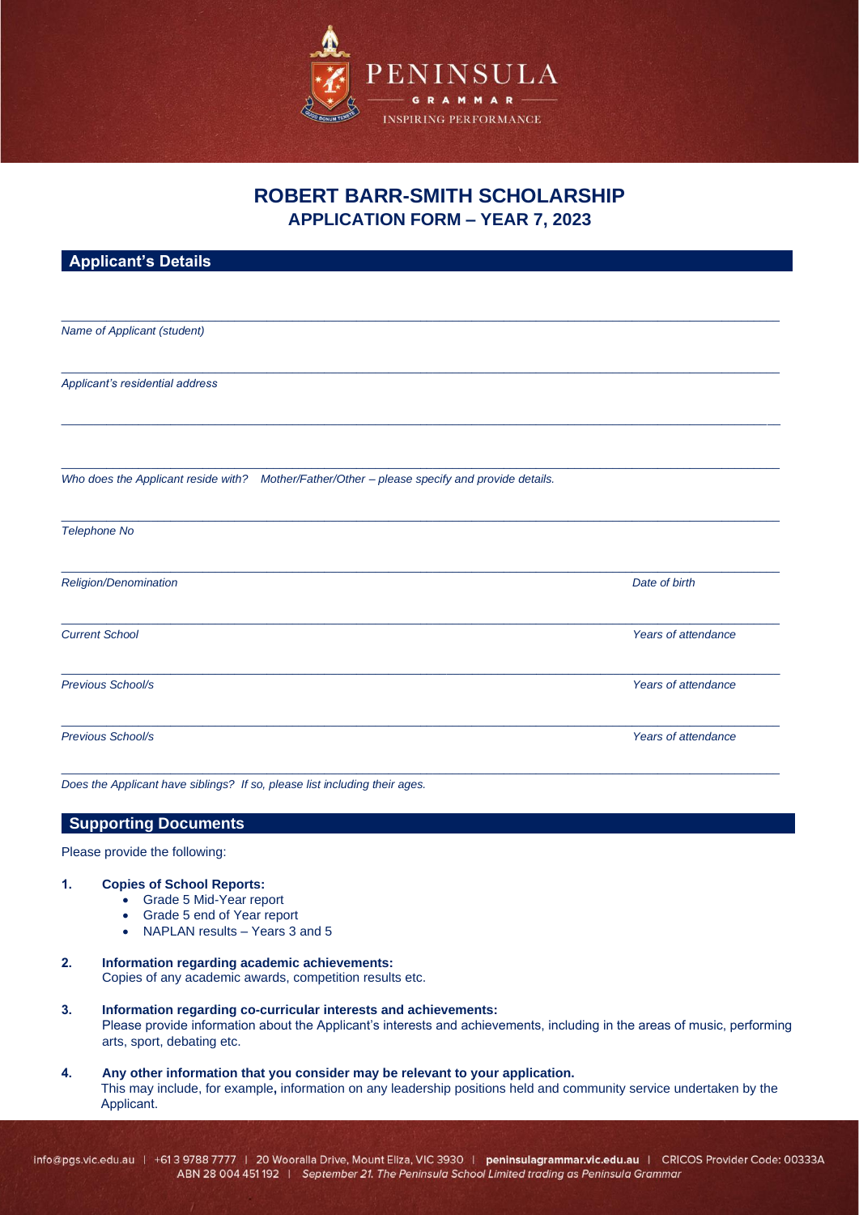# ROBERT BARR-SMITH SCHOLARSHIP

## APPLICATION FORM – YEAR 7, 2023

## Applicant's Details

_______________________________________________

*Name of Applicant (student)*

_______________________________________________

*Applicant's residential address*

_______________________________________________

_______________________________________________

*Who does the Applicant reside with? Mother/Father/Other – please specify and provide details.*

_______________________________________________

*Telephone No*

_______________________________________________

*Religion/Denomination* *Date of birth*

_______________________________________________

*Current School* *Years of attendance*

_______________________________________________

*Previous School/s* *Years of attendance*

_______________________________________________

*Previous School/s* *Years of attendance*

_______________________________________________

*Does the Applicant have siblings? If so, please list including their ages.*

## Supporting Documents

Please provide the following:

1. **Copies of School Reports:**
   - Grade 5 Mid-Year report
   - Grade 5 end of Year report
   - NAPLAN results – Years 3 and 5

2. **Information regarding academic achievements:**
   Copies of any academic awards, competition results etc.

3. **Information regarding co-curricular interests and achievements:**
   Please provide information about the Applicant's interests and achievements, including in the areas of music, performing arts, sport, debating etc.

4. **Any other information that you consider may be relevant to your application.**
   This may include, for example**,** information on any leadership positions held and community service undertaken by the Applicant.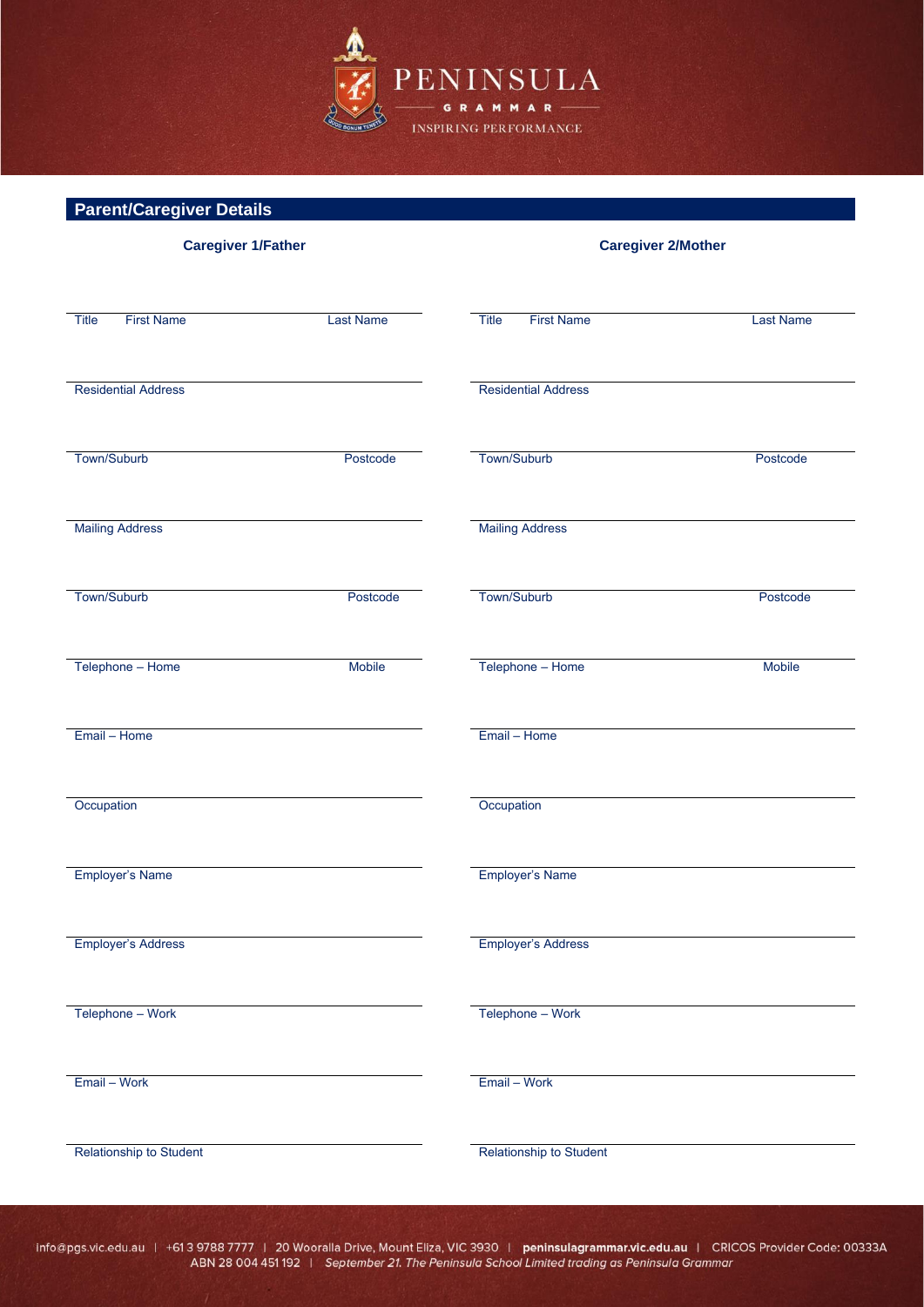PENINSULA

GRAMMAR

INSPIRING PERFORMANCE

## Parent/Caregiver Details

| Caregiver 1/Father | | Caregiver 2/Mother | |
|---|---|---|---|
| Title First Name | Last Name | Title First Name | Last Name |
| Residential Address | | Residential Address | |
| Town/Suburb | Postcode | Town/Suburb | Postcode |
| Mailing Address | | Mailing Address | |
| Town/Suburb | Postcode | Town/Suburb | Postcode |
| Telephone – Home | Mobile | Telephone – Home | Mobile |
| Email – Home | | Email – Home | |
| Occupation | | Occupation | |
| Employer's Name | | Employer's Name | |
| Employer's Address | | Employer's Address | |
| Telephone – Work | | Telephone – Work | |
| Email – Work | | Email – Work | |
| Relationship to Student | | Relationship to Student | |

info@pgs.vic.edu.au | +61 3 9788 7777 | 20 Wooralla Drive, Mount Eliza, VIC 3930 | **peninsulagrammar.vic.edu.au** | CRICOS Provider Code: 00333A
ABN 28 004 451 192 | *September 21. The Peninsula School Limited trading as Peninsula Grammar*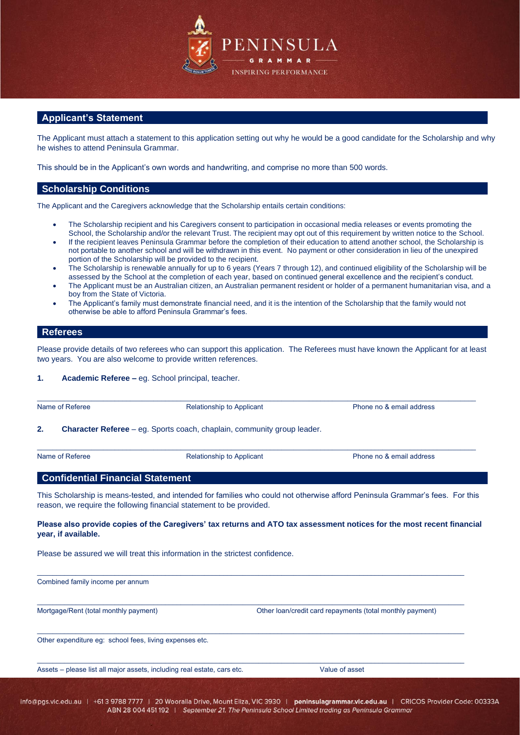## Applicant's Statement

The Applicant must attach a statement to this application setting out why he would be a good candidate for the Scholarship and why he wishes to attend Peninsula Grammar.

This should be in the Applicant's own words and handwriting, and comprise no more than 500 words.

## Scholarship Conditions

The Applicant and the Caregivers acknowledge that the Scholarship entails certain conditions:

- The Scholarship recipient and his Caregivers consent to participation in occasional media releases or events promoting the School, the Scholarship and/or the relevant Trust. The recipient may opt out of this requirement by written notice to the School.
- If the recipient leaves Peninsula Grammar before the completion of their education to attend another school, the Scholarship is not portable to another school and will be withdrawn in this event. No payment or other consideration in lieu of the unexpired portion of the Scholarship will be provided to the recipient.
- The Scholarship is renewable annually for up to 6 years (Years 7 through 12), and continued eligibility of the Scholarship will be assessed by the School at the completion of each year, based on continued general excellence and the recipient's conduct.
- The Applicant must be an Australian citizen, an Australian permanent resident or holder of a permanent humanitarian visa, and a boy from the State of Victoria.
- The Applicant's family must demonstrate financial need, and it is the intention of the Scholarship that the family would not otherwise be able to afford Peninsula Grammar's fees.

## Referees

Please provide details of two referees who can support this application. The Referees must have known the Applicant for at least two years. You are also welcome to provide written references.

**1. Academic Referee –** eg. School principal, teacher.

______________________________________________________________________

Name of Referee | Relationship to Applicant | Phone no & email address

**2. Character Referee** – eg. Sports coach, chaplain, community group leader.

______________________________________________________________________

Name of Referee | Relationship to Applicant | Phone no & email address

## Confidential Financial Statement

This Scholarship is means-tested, and intended for families who could not otherwise afford Peninsula Grammar's fees. For this reason, we require the following financial statement to be provided.

**Please also provide copies of the Caregivers' tax returns and ATO tax assessment notices for the most recent financial year, if available.**

Please be assured we will treat this information in the strictest confidence.

______________________________________________________________________

Combined family income per annum

______________________________________________________________________

Mortgage/Rent (total monthly payment) | Other loan/credit card repayments (total monthly payment)

______________________________________________________________________

Other expenditure eg: school fees, living expenses etc.

______________________________________________________________________

Assets – please list all major assets, including real estate, cars etc. | Value of asset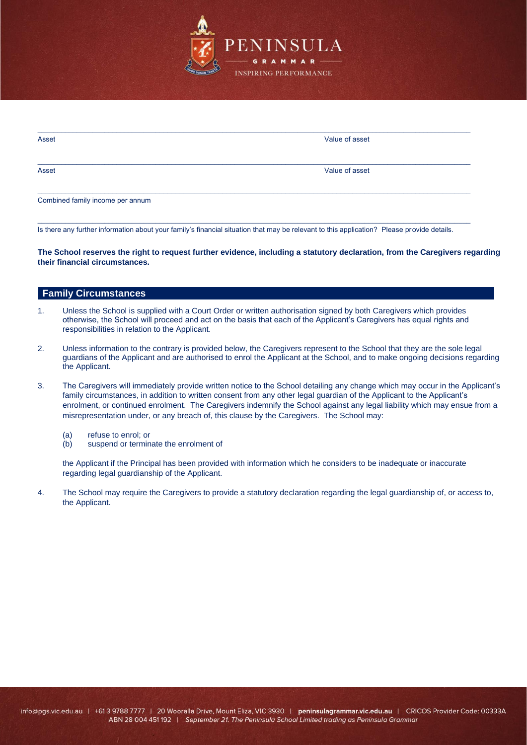______________________________________________________________________________________________

Asset Value of asset

______________________________________________________________________________________________

Asset Value of asset

______________________________________________________________________________________________

Combined family income per annum

______________________________________________________________________________________________

Is there any further information about your family's financial situation that may be relevant to this application? Please provide details.

**The School reserves the right to request further evidence, including a statutory declaration, from the Caregivers regarding their financial circumstances.**

## Family Circumstances

1. Unless the School is supplied with a Court Order or written authorisation signed by both Caregivers which provides otherwise, the School will proceed and act on the basis that each of the Applicant's Caregivers has equal rights and responsibilities in relation to the Applicant.

2. Unless information to the contrary is provided below, the Caregivers represent to the School that they are the sole legal guardians of the Applicant and are authorised to enrol the Applicant at the School, and to make ongoing decisions regarding the Applicant.

3. The Caregivers will immediately provide written notice to the School detailing any change which may occur in the Applicant's family circumstances, in addition to written consent from any other legal guardian of the Applicant to the Applicant's enrolment, or continued enrolment. The Caregivers indemnify the School against any legal liability which may ensue from a misrepresentation under, or any breach of, this clause by the Caregivers. The School may:

   (a) refuse to enrol; or
   (b) suspend or terminate the enrolment of

   the Applicant if the Principal has been provided with information which he considers to be inadequate or inaccurate regarding legal guardianship of the Applicant.

4. The School may require the Caregivers to provide a statutory declaration regarding the legal guardianship of, or access to, the Applicant.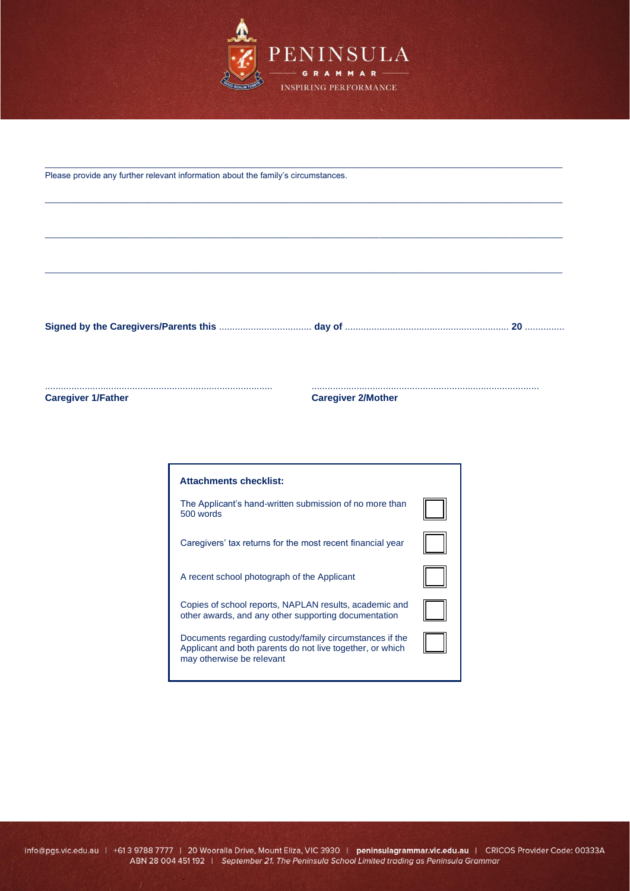Please provide any further relevant information about the family's circumstances.

\_\_\_\_\_\_\_\_\_\_\_\_\_\_\_\_\_\_\_\_\_\_\_\_\_\_\_\_\_\_\_\_\_\_\_\_\_\_\_\_\_\_\_\_\_\_\_\_\_\_\_\_\_\_\_\_\_\_\_\_\_\_\_\_\_\_\_\_\_\_\_\_\_\_\_\_\_\_\_\_\_\_\_\_\_\_\_\_\_\_

\_\_\_\_\_\_\_\_\_\_\_\_\_\_\_\_\_\_\_\_\_\_\_\_\_\_\_\_\_\_\_\_\_\_\_\_\_\_\_\_\_\_\_\_\_\_\_\_\_\_\_\_\_\_\_\_\_\_\_\_\_\_\_\_\_\_\_\_\_\_\_\_\_\_\_\_\_\_\_\_\_\_\_\_\_\_\_\_\_\_

\_\_\_\_\_\_\_\_\_\_\_\_\_\_\_\_\_\_\_\_\_\_\_\_\_\_\_\_\_\_\_\_\_\_\_\_\_\_\_\_\_\_\_\_\_\_\_\_\_\_\_\_\_\_\_\_\_\_\_\_\_\_\_\_\_\_\_\_\_\_\_\_\_\_\_\_\_\_\_\_\_\_\_\_\_\_\_\_\_\_

**Signed by the Caregivers/Parents this** ................................... **day of** ............................................................. **20** ...............

.....................................................................................
**Caregiver 1/Father**

.....................................................................................
**Caregiver 2/Mother**

**Attachments checklist:**

- The Applicant's hand-written submission of no more than 500 words ☐
- Caregivers' tax returns for the most recent financial year ☐
- A recent school photograph of the Applicant ☐
- Copies of school reports, NAPLAN results, academic and other awards, and any other supporting documentation ☐
- Documents regarding custody/family circumstances if the Applicant and both parents do not live together, or which may otherwise be relevant ☐